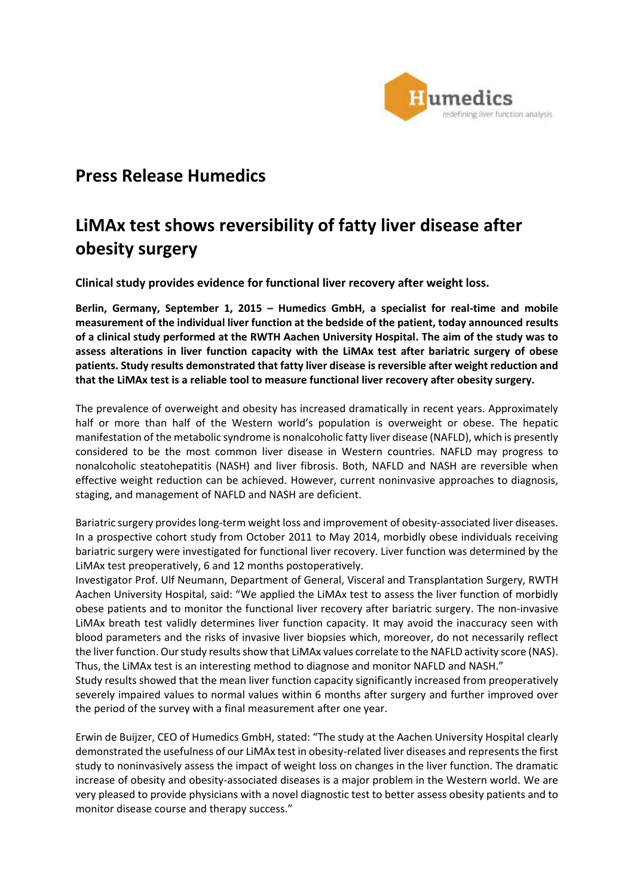# Press Release Humedics

## LiMAx test shows reversibility of fatty liver disease after obesity surgery

**Clinical study provides evidence for functional liver recovery after weight loss.**

**Berlin, Germany, September 1, 2015 – Humedics GmbH, a specialist for real-time and mobile measurement of the individual liver function at the bedside of the patient, today announced results of a clinical study performed at the RWTH Aachen University Hospital. The aim of the study was to assess alterations in liver function capacity with the LiMAx test after bariatric surgery of obese patients. Study results demonstrated that fatty liver disease is reversible after weight reduction and that the LiMAx test is a reliable tool to measure functional liver recovery after obesity surgery.**

The prevalence of overweight and obesity has increased dramatically in recent years. Approximately half or more than half of the Western world's population is overweight or obese. The hepatic manifestation of the metabolic syndrome is nonalcoholic fatty liver disease (NAFLD), which is presently considered to be the most common liver disease in Western countries. NAFLD may progress to nonalcoholic steatohepatitis (NASH) and liver fibrosis. Both, NAFLD and NASH are reversible when effective weight reduction can be achieved. However, current noninvasive approaches to diagnosis, staging, and management of NAFLD and NASH are deficient.

Bariatric surgery provides long-term weight loss and improvement of obesity-associated liver diseases. In a prospective cohort study from October 2011 to May 2014, morbidly obese individuals receiving bariatric surgery were investigated for functional liver recovery. Liver function was determined by the LiMAx test preoperatively, 6 and 12 months postoperatively.

Investigator Prof. Ulf Neumann, Department of General, Visceral and Transplantation Surgery, RWTH Aachen University Hospital, said: "We applied the LiMAx test to assess the liver function of morbidly obese patients and to monitor the functional liver recovery after bariatric surgery. The non-invasive LiMAx breath test validly determines liver function capacity. It may avoid the inaccuracy seen with blood parameters and the risks of invasive liver biopsies which, moreover, do not necessarily reflect the liver function. Our study results show that LiMAx values correlate to the NAFLD activity score (NAS). Thus, the LiMAx test is an interesting method to diagnose and monitor NAFLD and NASH."

Study results showed that the mean liver function capacity significantly increased from preoperatively severely impaired values to normal values within 6 months after surgery and further improved over the period of the survey with a final measurement after one year.

Erwin de Buijzer, CEO of Humedics GmbH, stated: "The study at the Aachen University Hospital clearly demonstrated the usefulness of our LiMAx test in obesity-related liver diseases and represents the first study to noninvasively assess the impact of weight loss on changes in the liver function. The dramatic increase of obesity and obesity-associated diseases is a major problem in the Western world. We are very pleased to provide physicians with a novel diagnostic test to better assess obesity patients and to monitor disease course and therapy success."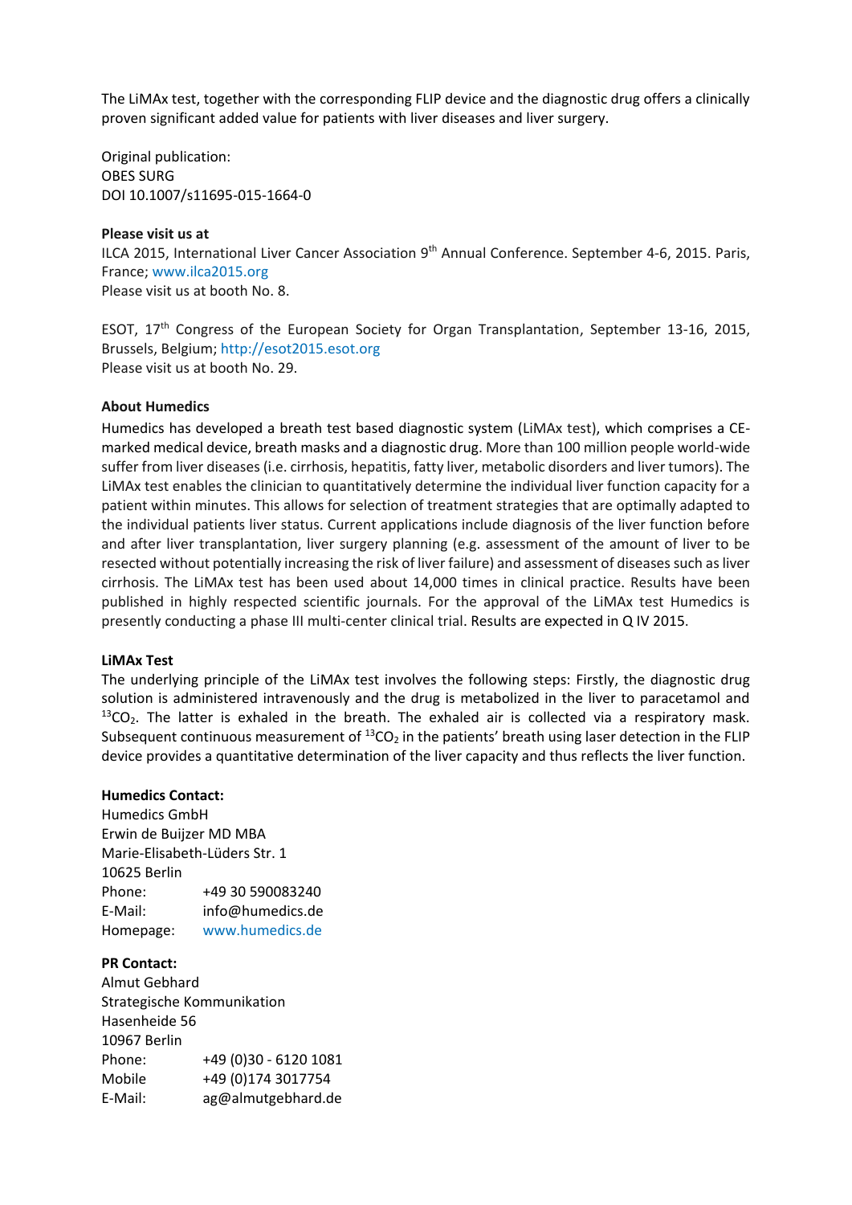The LiMAx test, together with the corresponding FLIP device and the diagnostic drug offers a clinically proven significant added value for patients with liver diseases and liver surgery.

Original publication:
OBES SURG
DOI 10.1007/s11695-015-1664-0

**Please visit us at**
ILCA 2015, International Liver Cancer Association 9th Annual Conference. September 4-6, 2015. Paris, France; www.ilca2015.org
Please visit us at booth No. 8.

ESOT, 17th Congress of the European Society for Organ Transplantation, September 13-16, 2015, Brussels, Belgium; http://esot2015.esot.org
Please visit us at booth No. 29.

**About Humedics**
Humedics has developed a breath test based diagnostic system (LiMAx test), which comprises a CE-marked medical device, breath masks and a diagnostic drug. More than 100 million people world-wide suffer from liver diseases (i.e. cirrhosis, hepatitis, fatty liver, metabolic disorders and liver tumors). The LiMAx test enables the clinician to quantitatively determine the individual liver function capacity for a patient within minutes. This allows for selection of treatment strategies that are optimally adapted to the individual patients liver status. Current applications include diagnosis of the liver function before and after liver transplantation, liver surgery planning (e.g. assessment of the amount of liver to be resected without potentially increasing the risk of liver failure) and assessment of diseases such as liver cirrhosis. The LiMAx test has been used about 14,000 times in clinical practice. Results have been published in highly respected scientific journals. For the approval of the LiMAx test Humedics is presently conducting a phase III multi-center clinical trial. Results are expected in Q IV 2015.

**LiMAx Test**
The underlying principle of the LiMAx test involves the following steps: Firstly, the diagnostic drug solution is administered intravenously and the drug is metabolized in the liver to paracetamol and $^{13}CO_2$. The latter is exhaled in the breath. The exhaled air is collected via a respiratory mask. Subsequent continuous measurement of $^{13}CO_2$ in the patients' breath using laser detection in the FLIP device provides a quantitative determination of the liver capacity and thus reflects the liver function.

**Humedics Contact:**
Humedics GmbH
Erwin de Buijzer MD MBA
Marie-Elisabeth-Lüders Str. 1
10625 Berlin
Phone: +49 30 590083240
E-Mail: info@humedics.de
Homepage: www.humedics.de

**PR Contact:**
Almut Gebhard
Strategische Kommunikation
Hasenheide 56
10967 Berlin
Phone: +49 (0)30 - 6120 1081
Mobile +49 (0)174 3017754
E-Mail: ag@almutgebhard.de